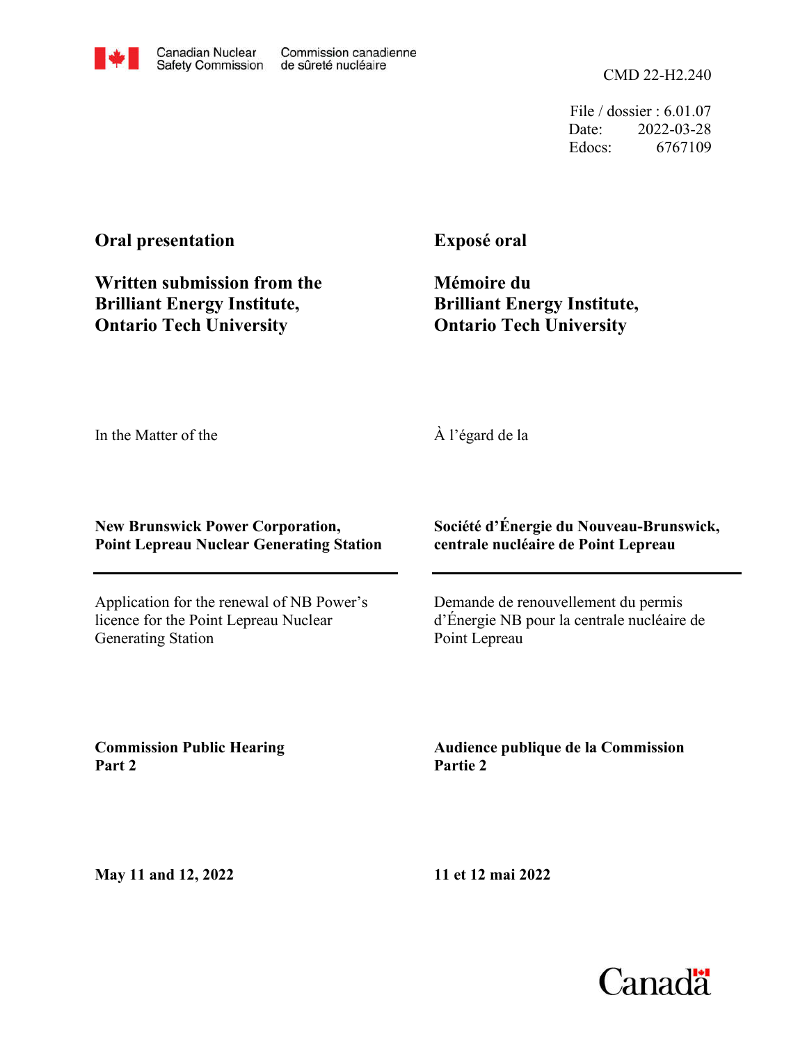Canadian Nuclear Safety Commission / Commission canadienne de sûreté nucléaire

CMD 22-H2.240

File / dossier : 6.01.07
Date: 2022-03-28
Edocs: 6767109

**Oral presentation**

**Written submission from the Brilliant Energy Institute, Ontario Tech University**

**Exposé oral**

**Mémoire du Brilliant Energy Institute, Ontario Tech University**

In the Matter of the

À l'égard de la

**New Brunswick Power Corporation, Point Lepreau Nuclear Generating Station**

**Société d'Énergie du Nouveau-Brunswick, centrale nucléaire de Point Lepreau**

Application for the renewal of NB Power's licence for the Point Lepreau Nuclear Generating Station

Demande de renouvellement du permis d'Énergie NB pour la centrale nucléaire de Point Lepreau

**Commission Public Hearing Part 2**

**Audience publique de la Commission Partie 2**

**May 11 and 12, 2022**

**11 et 12 mai 2022**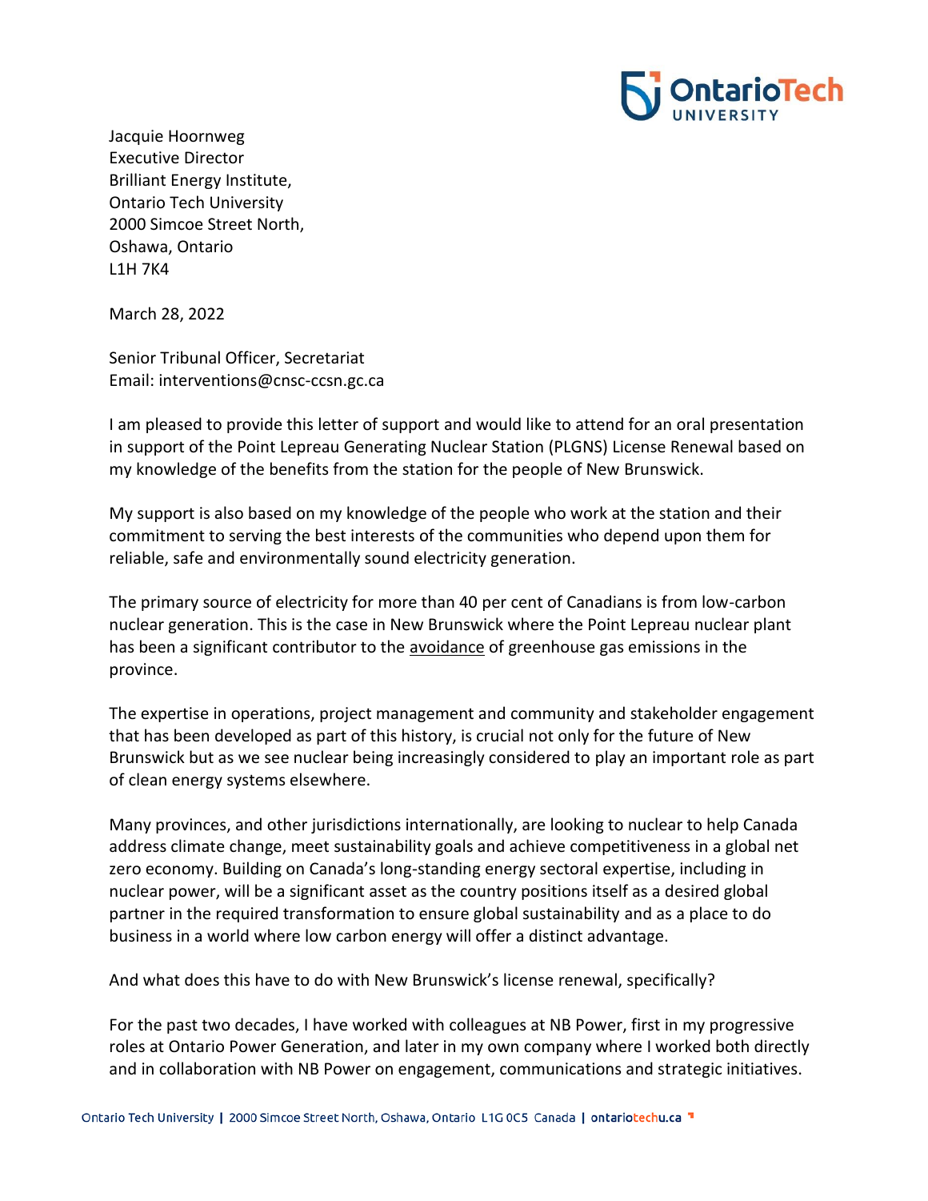Jacquie Hoornweg
Executive Director
Brilliant Energy Institute,
Ontario Tech University
2000 Simcoe Street North,
Oshawa, Ontario
L1H 7K4

March 28, 2022

Senior Tribunal Officer, Secretariat
Email: interventions@cnsc-ccsn.gc.ca

I am pleased to provide this letter of support and would like to attend for an oral presentation in support of the Point Lepreau Generating Nuclear Station (PLGNS) License Renewal based on my knowledge of the benefits from the station for the people of New Brunswick.

My support is also based on my knowledge of the people who work at the station and their commitment to serving the best interests of the communities who depend upon them for reliable, safe and environmentally sound electricity generation.

The primary source of electricity for more than 40 per cent of Canadians is from low-carbon nuclear generation. This is the case in New Brunswick where the Point Lepreau nuclear plant has been a significant contributor to the avoidance of greenhouse gas emissions in the province.

The expertise in operations, project management and community and stakeholder engagement that has been developed as part of this history, is crucial not only for the future of New Brunswick but as we see nuclear being increasingly considered to play an important role as part of clean energy systems elsewhere.

Many provinces, and other jurisdictions internationally, are looking to nuclear to help Canada address climate change, meet sustainability goals and achieve competitiveness in a global net zero economy. Building on Canada's long-standing energy sectoral expertise, including in nuclear power, will be a significant asset as the country positions itself as a desired global partner in the required transformation to ensure global sustainability and as a place to do business in a world where low carbon energy will offer a distinct advantage.

And what does this have to do with New Brunswick's license renewal, specifically?

For the past two decades, I have worked with colleagues at NB Power, first in my progressive roles at Ontario Power Generation, and later in my own company where I worked both directly and in collaboration with NB Power on engagement, communications and strategic initiatives.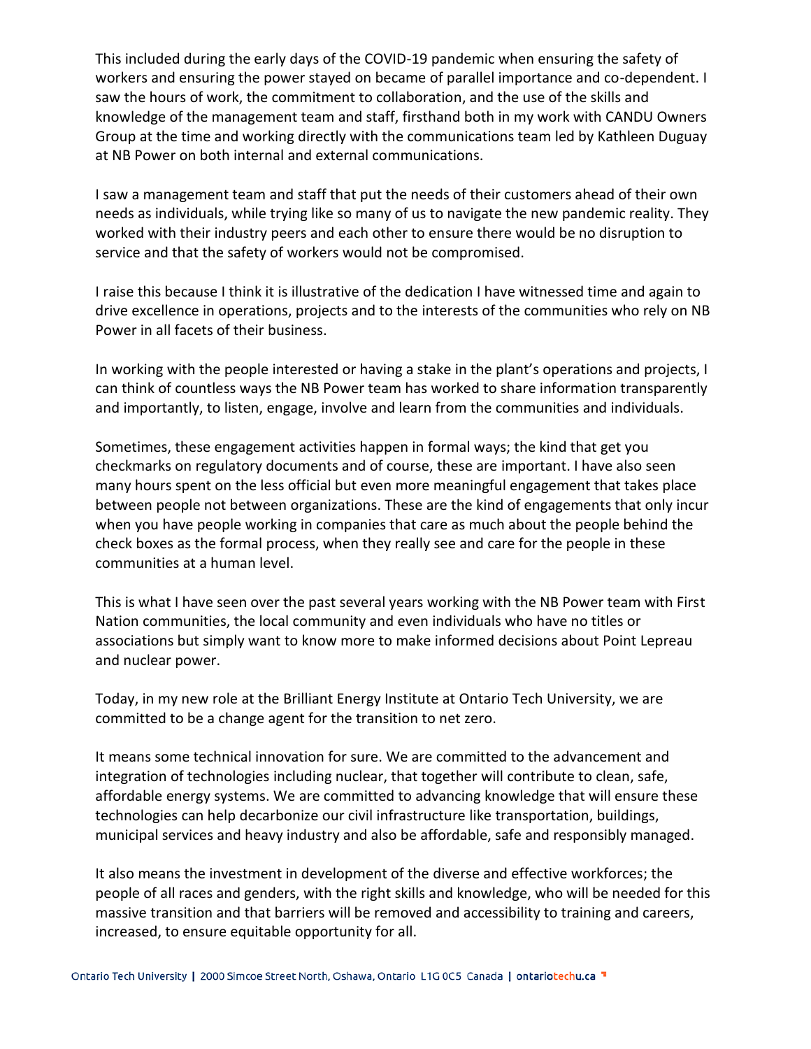This included during the early days of the COVID-19 pandemic when ensuring the safety of workers and ensuring the power stayed on became of parallel importance and co-dependent. I saw the hours of work, the commitment to collaboration, and the use of the skills and knowledge of the management team and staff, firsthand both in my work with CANDU Owners Group at the time and working directly with the communications team led by Kathleen Duguay at NB Power on both internal and external communications.

I saw a management team and staff that put the needs of their customers ahead of their own needs as individuals, while trying like so many of us to navigate the new pandemic reality. They worked with their industry peers and each other to ensure there would be no disruption to service and that the safety of workers would not be compromised.

I raise this because I think it is illustrative of the dedication I have witnessed time and again to drive excellence in operations, projects and to the interests of the communities who rely on NB Power in all facets of their business.

In working with the people interested or having a stake in the plant's operations and projects, I can think of countless ways the NB Power team has worked to share information transparently and importantly, to listen, engage, involve and learn from the communities and individuals.

Sometimes, these engagement activities happen in formal ways; the kind that get you checkmarks on regulatory documents and of course, these are important. I have also seen many hours spent on the less official but even more meaningful engagement that takes place between people not between organizations. These are the kind of engagements that only incur when you have people working in companies that care as much about the people behind the check boxes as the formal process, when they really see and care for the people in these communities at a human level.

This is what I have seen over the past several years working with the NB Power team with First Nation communities, the local community and even individuals who have no titles or associations but simply want to know more to make informed decisions about Point Lepreau and nuclear power.

Today, in my new role at the Brilliant Energy Institute at Ontario Tech University, we are committed to be a change agent for the transition to net zero.

It means some technical innovation for sure. We are committed to the advancement and integration of technologies including nuclear, that together will contribute to clean, safe, affordable energy systems. We are committed to advancing knowledge that will ensure these technologies can help decarbonize our civil infrastructure like transportation, buildings, municipal services and heavy industry and also be affordable, safe and responsibly managed.

It also means the investment in development of the diverse and effective workforces; the people of all races and genders, with the right skills and knowledge, who will be needed for this massive transition and that barriers will be removed and accessibility to training and careers, increased, to ensure equitable opportunity for all.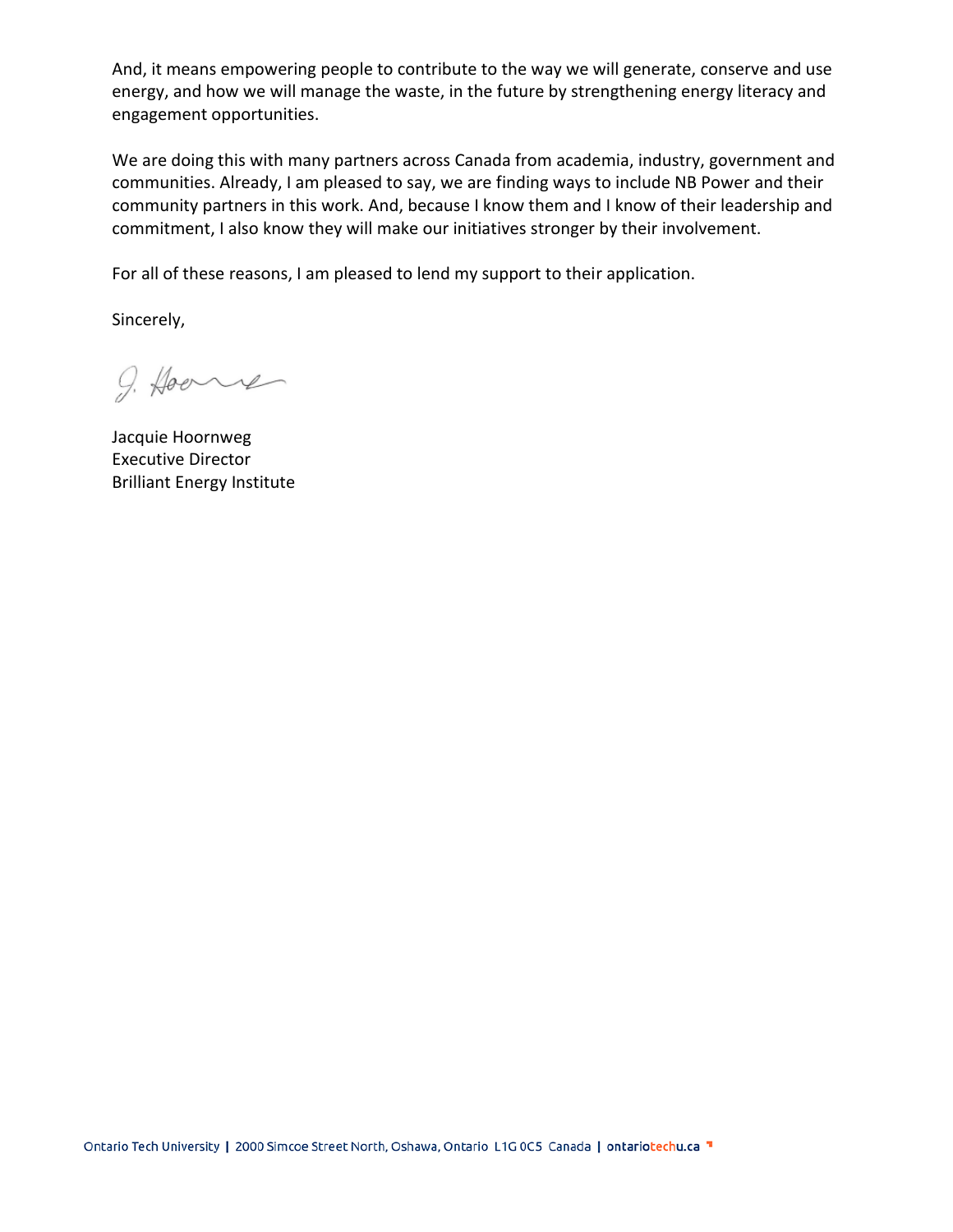And, it means empowering people to contribute to the way we will generate, conserve and use energy, and how we will manage the waste, in the future by strengthening energy literacy and engagement opportunities.

We are doing this with many partners across Canada from academia, industry, government and communities. Already, I am pleased to say, we are finding ways to include NB Power and their community partners in this work. And, because I know them and I know of their leadership and commitment, I also know they will make our initiatives stronger by their involvement.

For all of these reasons, I am pleased to lend my support to their application.

Sincerely,

Jacquie Hoornweg
Executive Director
Brilliant Energy Institute